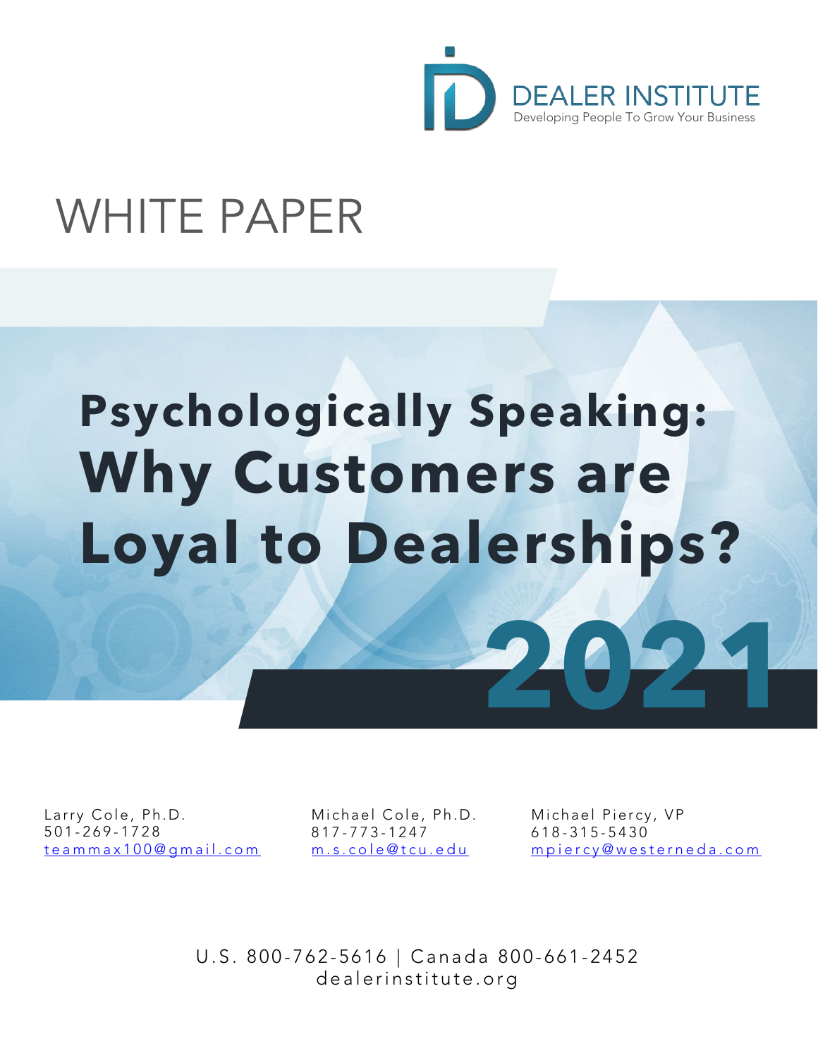DEALER INSTITUTE

Developing People To Grow Your Business

WHITE PAPER

# Psychologically Speaking: Why Customers are Loyal to Dealerships?

2021

Larry Cole, Ph.D.
501-269-1728
teammax100@gmail.com

Michael Cole, Ph.D.
817-773-1247
m.s.cole@tcu.edu

Michael Piercy, VP
618-315-5430
mpiercy@westerneda.com

U.S. 800-762-5616 | Canada 800-661-2452
dealerinstitute.org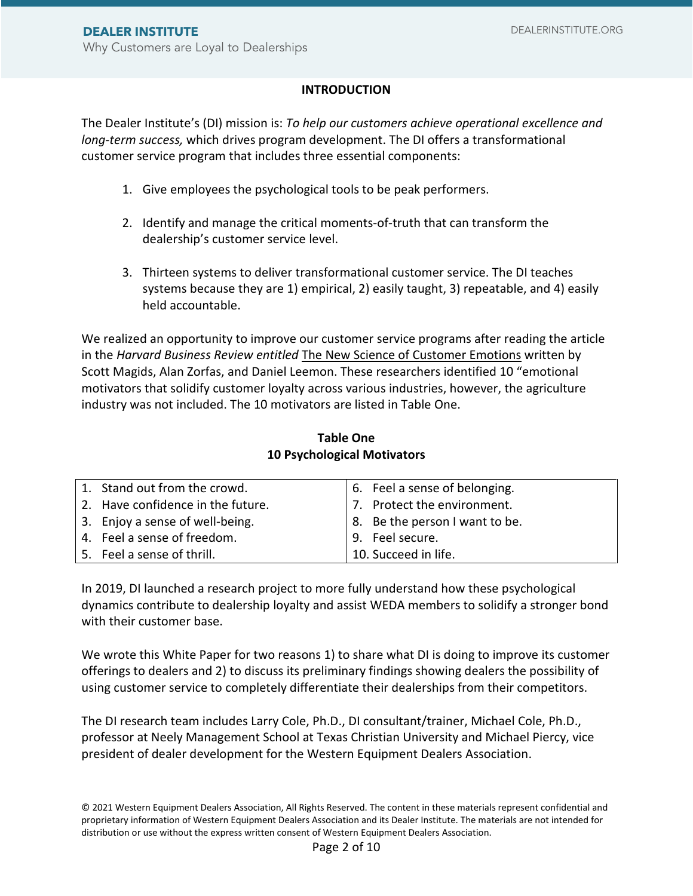## INTRODUCTION

The Dealer Institute's (DI) mission is: *To help our customers achieve operational excellence and long-term success,* which drives program development. The DI offers a transformational customer service program that includes three essential components:

1. Give employees the psychological tools to be peak performers.

2. Identify and manage the critical moments-of-truth that can transform the dealership's customer service level.

3. Thirteen systems to deliver transformational customer service. The DI teaches systems because they are 1) empirical, 2) easily taught, 3) repeatable, and 4) easily held accountable.

We realized an opportunity to improve our customer service programs after reading the article in the *Harvard Business Review entitled* The New Science of Customer Emotions written by Scott Magids, Alan Zorfas, and Daniel Leemon. These researchers identified 10 "emotional motivators that solidify customer loyalty across various industries, however, the agriculture industry was not included. The 10 motivators are listed in Table One.

**Table One**
**10 Psychological Motivators**

| | |
|---|---|
| 1. Stand out from the crowd. | 6. Feel a sense of belonging. |
| 2. Have confidence in the future. | 7. Protect the environment. |
| 3. Enjoy a sense of well-being. | 8. Be the person I want to be. |
| 4. Feel a sense of freedom. | 9. Feel secure. |
| 5. Feel a sense of thrill. | 10. Succeed in life. |

In 2019, DI launched a research project to more fully understand how these psychological dynamics contribute to dealership loyalty and assist WEDA members to solidify a stronger bond with their customer base.

We wrote this White Paper for two reasons 1) to share what DI is doing to improve its customer offerings to dealers and 2) to discuss its preliminary findings showing dealers the possibility of using customer service to completely differentiate their dealerships from their competitors.

The DI research team includes Larry Cole, Ph.D., DI consultant/trainer, Michael Cole, Ph.D., professor at Neely Management School at Texas Christian University and Michael Piercy, vice president of dealer development for the Western Equipment Dealers Association.

© 2021 Western Equipment Dealers Association, All Rights Reserved. The content in these materials represent confidential and proprietary information of Western Equipment Dealers Association and its Dealer Institute. The materials are not intended for distribution or use without the express written consent of Western Equipment Dealers Association.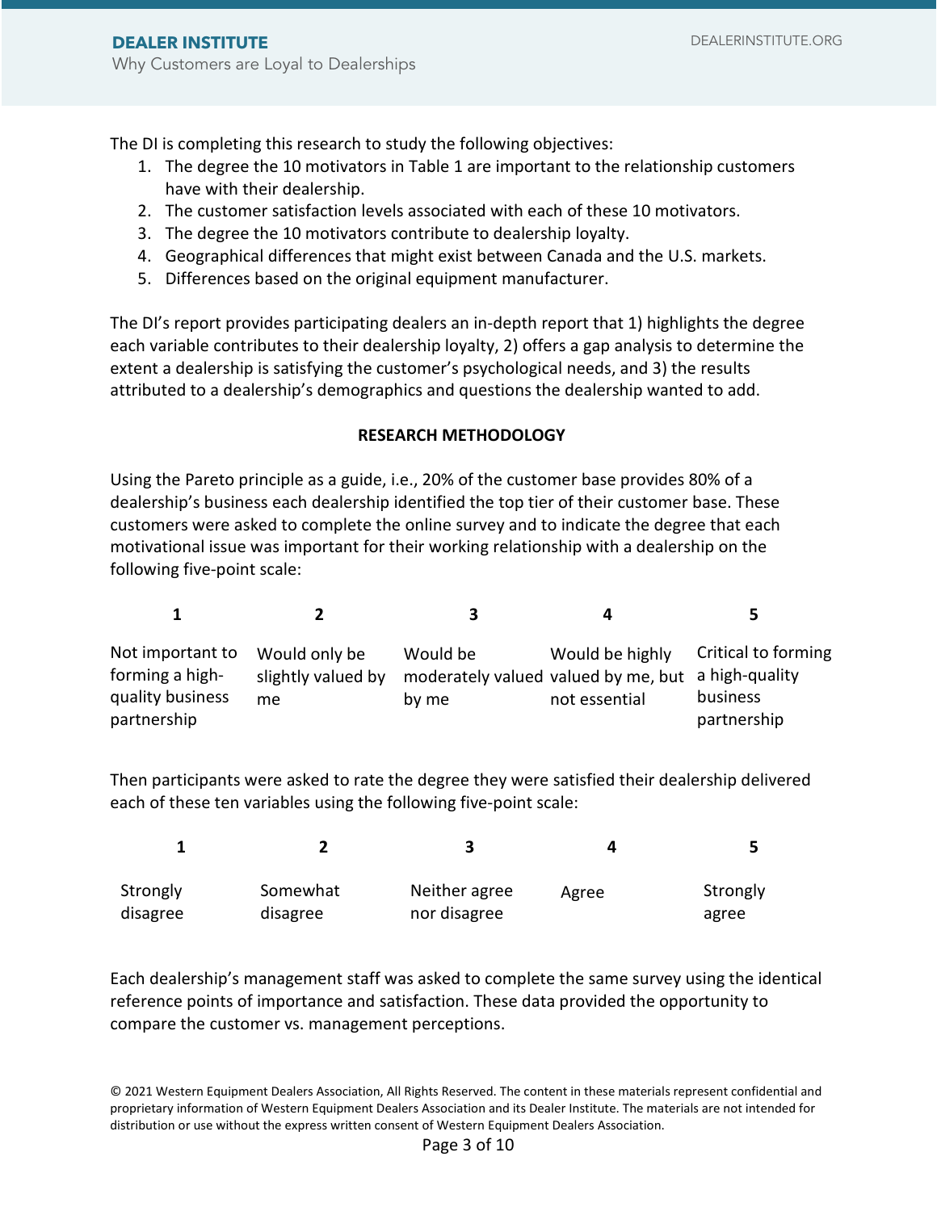The DI is completing this research to study the following objectives:

1. The degree the 10 motivators in Table 1 are important to the relationship customers have with their dealership.
2. The customer satisfaction levels associated with each of these 10 motivators.
3. The degree the 10 motivators contribute to dealership loyalty.
4. Geographical differences that might exist between Canada and the U.S. markets.
5. Differences based on the original equipment manufacturer.

The DI's report provides participating dealers an in-depth report that 1) highlights the degree each variable contributes to their dealership loyalty, 2) offers a gap analysis to determine the extent a dealership is satisfying the customer's psychological needs, and 3) the results attributed to a dealership's demographics and questions the dealership wanted to add.

**RESEARCH METHODOLOGY**

Using the Pareto principle as a guide, i.e., 20% of the customer base provides 80% of a dealership's business each dealership identified the top tier of their customer base. These customers were asked to complete the online survey and to indicate the degree that each motivational issue was important for their working relationship with a dealership on the following five-point scale:

| 1 | 2 | 3 | 4 | 5 |
|---|---|---|---|---|
| Not important to forming a high-quality business partnership | Would only be slightly valued by me | Would be moderately valued by me | Would be highly valued by me, but not essential | Critical to forming a high-quality business partnership |

Then participants were asked to rate the degree they were satisfied their dealership delivered each of these ten variables using the following five-point scale:

| 1 | 2 | 3 | 4 | 5 |
|---|---|---|---|---|
| Strongly disagree | Somewhat disagree | Neither agree nor disagree | Agree | Strongly agree |

Each dealership's management staff was asked to complete the same survey using the identical reference points of importance and satisfaction. These data provided the opportunity to compare the customer vs. management perceptions.

© 2021 Western Equipment Dealers Association, All Rights Reserved. The content in these materials represent confidential and proprietary information of Western Equipment Dealers Association and its Dealer Institute. The materials are not intended for distribution or use without the express written consent of Western Equipment Dealers Association.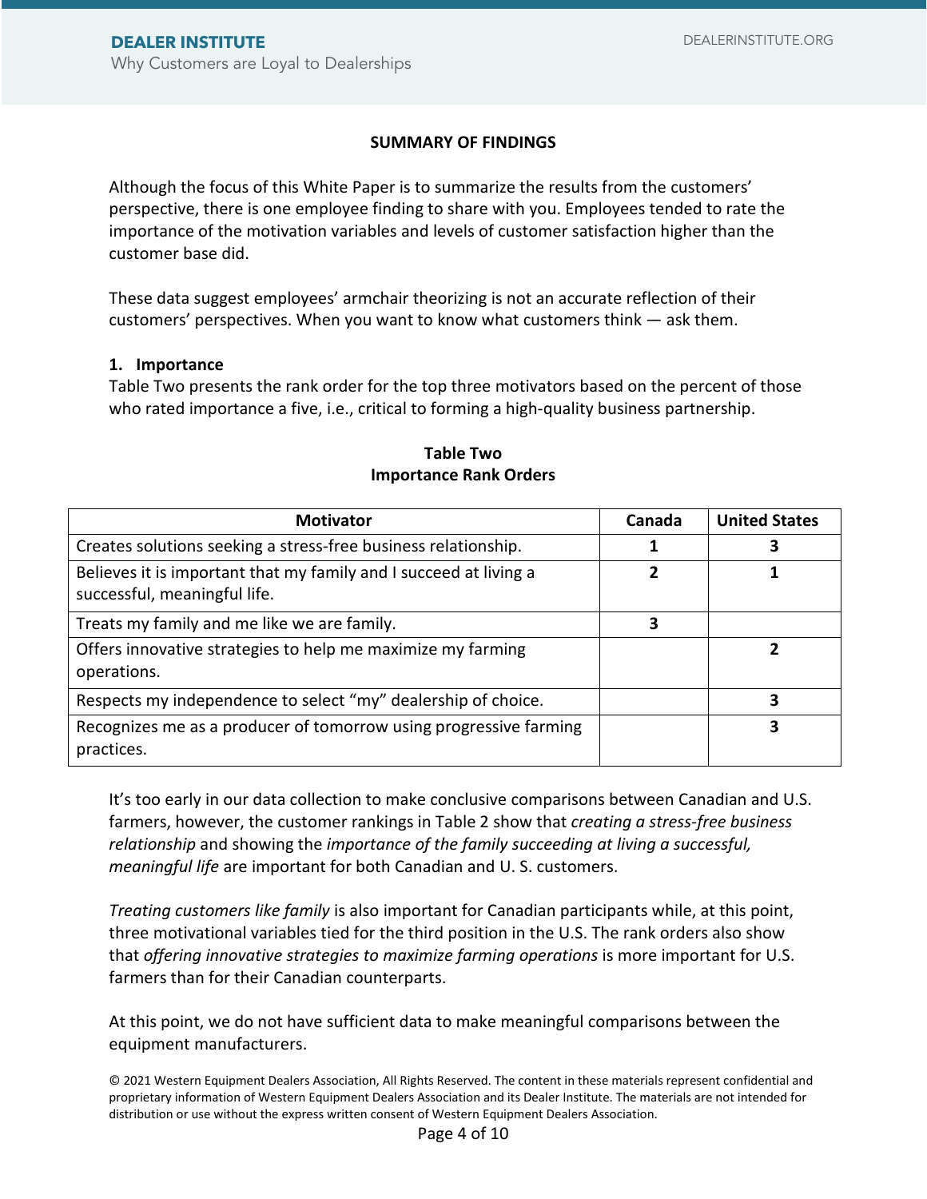## SUMMARY OF FINDINGS

Although the focus of this White Paper is to summarize the results from the customers' perspective, there is one employee finding to share with you. Employees tended to rate the importance of the motivation variables and levels of customer satisfaction higher than the customer base did.

These data suggest employees' armchair theorizing is not an accurate reflection of their customers' perspectives. When you want to know what customers think — ask them.

### 1. Importance

Table Two presents the rank order for the top three motivators based on the percent of those who rated importance a five, i.e., critical to forming a high-quality business partnership.

**Table Two**
**Importance Rank Orders**

| Motivator | Canada | United States |
|---|---|---|
| Creates solutions seeking a stress-free business relationship. | **1** | **3** |
| Believes it is important that my family and I succeed at living a successful, meaningful life. | **2** | **1** |
| Treats my family and me like we are family. | **3** | |
| Offers innovative strategies to help me maximize my farming operations. | | **2** |
| Respects my independence to select "my" dealership of choice. | | **3** |
| Recognizes me as a producer of tomorrow using progressive farming practices. | | **3** |

It's too early in our data collection to make conclusive comparisons between Canadian and U.S. farmers, however, the customer rankings in Table 2 show that *creating a stress-free business relationship* and showing the *importance of the family succeeding at living a successful, meaningful life* are important for both Canadian and U. S. customers.

*Treating customers like family* is also important for Canadian participants while, at this point, three motivational variables tied for the third position in the U.S. The rank orders also show that *offering innovative strategies to maximize farming operations* is more important for U.S. farmers than for their Canadian counterparts.

At this point, we do not have sufficient data to make meaningful comparisons between the equipment manufacturers.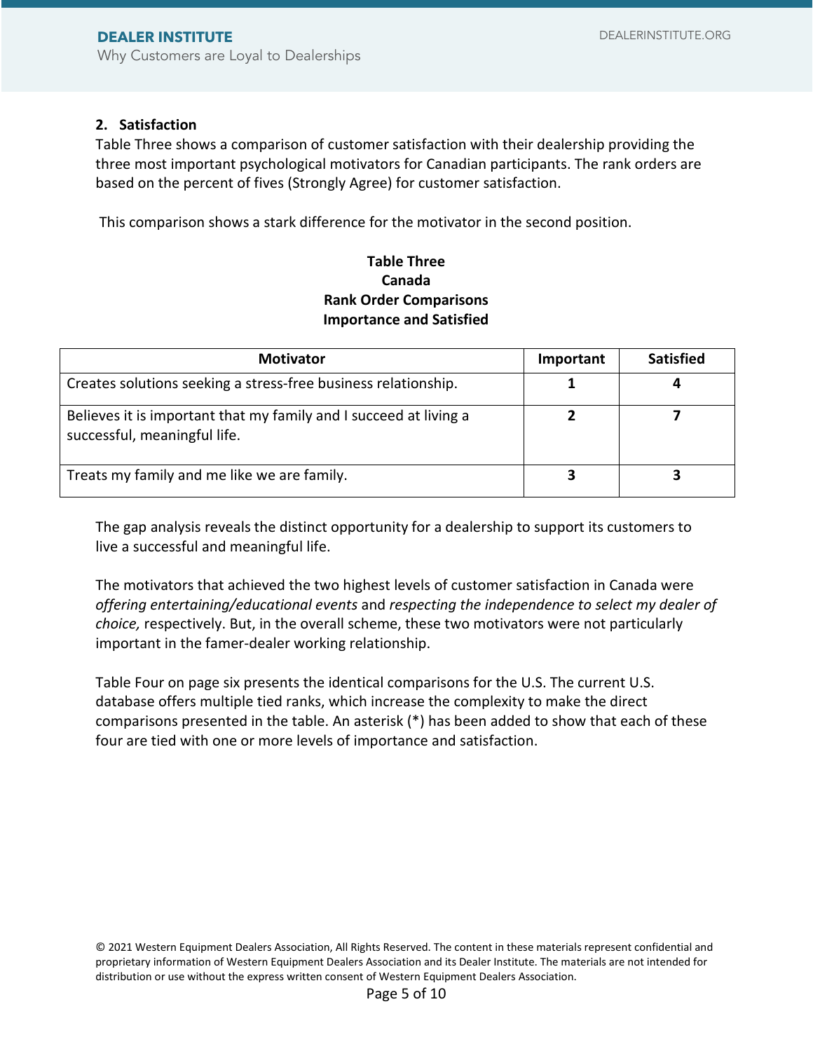**2. Satisfaction**

Table Three shows a comparison of customer satisfaction with their dealership providing the three most important psychological motivators for Canadian participants. The rank orders are based on the percent of fives (Strongly Agree) for customer satisfaction.

This comparison shows a stark difference for the motivator in the second position.

**Table Three**
**Canada**
**Rank Order Comparisons**
**Importance and Satisfied**

| Motivator | Important | Satisfied |
|---|---|---|
| Creates solutions seeking a stress-free business relationship. | **1** | **4** |
| Believes it is important that my family and I succeed at living a successful, meaningful life. | **2** | **7** |
| Treats my family and me like we are family. | **3** | **3** |

The gap analysis reveals the distinct opportunity for a dealership to support its customers to live a successful and meaningful life.

The motivators that achieved the two highest levels of customer satisfaction in Canada were *offering entertaining/educational events* and *respecting the independence to select my dealer of choice,* respectively. But, in the overall scheme, these two motivators were not particularly important in the famer-dealer working relationship.

Table Four on page six presents the identical comparisons for the U.S. The current U.S. database offers multiple tied ranks, which increase the complexity to make the direct comparisons presented in the table. An asterisk (*) has been added to show that each of these four are tied with one or more levels of importance and satisfaction.

© 2021 Western Equipment Dealers Association, All Rights Reserved. The content in these materials represent confidential and proprietary information of Western Equipment Dealers Association and its Dealer Institute. The materials are not intended for distribution or use without the express written consent of Western Equipment Dealers Association.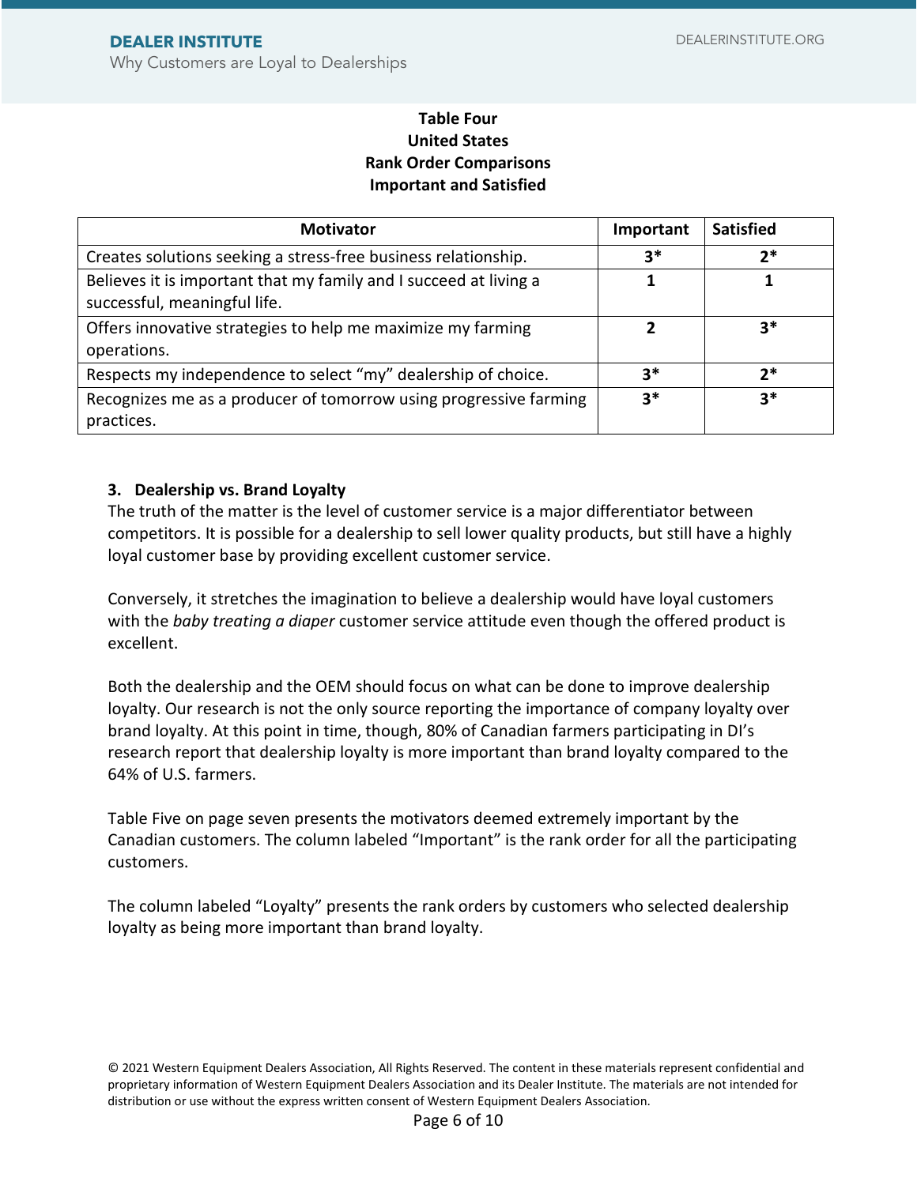**Table Four**
**United States**
**Rank Order Comparisons**
**Important and Satisfied**

| Motivator | Important | Satisfied |
| --- | --- | --- |
| Creates solutions seeking a stress-free business relationship. | **3*** | **2*** |
| Believes it is important that my family and I succeed at living a successful, meaningful life. | **1** | **1** |
| Offers innovative strategies to help me maximize my farming operations. | **2** | **3*** |
| Respects my independence to select "my" dealership of choice. | **3*** | **2*** |
| Recognizes me as a producer of tomorrow using progressive farming practices. | **3*** | **3*** |

### 3. Dealership vs. Brand Loyalty

The truth of the matter is the level of customer service is a major differentiator between competitors. It is possible for a dealership to sell lower quality products, but still have a highly loyal customer base by providing excellent customer service.

Conversely, it stretches the imagination to believe a dealership would have loyal customers with the *baby treating a diaper* customer service attitude even though the offered product is excellent.

Both the dealership and the OEM should focus on what can be done to improve dealership loyalty. Our research is not the only source reporting the importance of company loyalty over brand loyalty. At this point in time, though, 80% of Canadian farmers participating in DI's research report that dealership loyalty is more important than brand loyalty compared to the 64% of U.S. farmers.

Table Five on page seven presents the motivators deemed extremely important by the Canadian customers. The column labeled "Important" is the rank order for all the participating customers.

The column labeled "Loyalty" presents the rank orders by customers who selected dealership loyalty as being more important than brand loyalty.

© 2021 Western Equipment Dealers Association, All Rights Reserved. The content in these materials represent confidential and proprietary information of Western Equipment Dealers Association and its Dealer Institute. The materials are not intended for distribution or use without the express written consent of Western Equipment Dealers Association.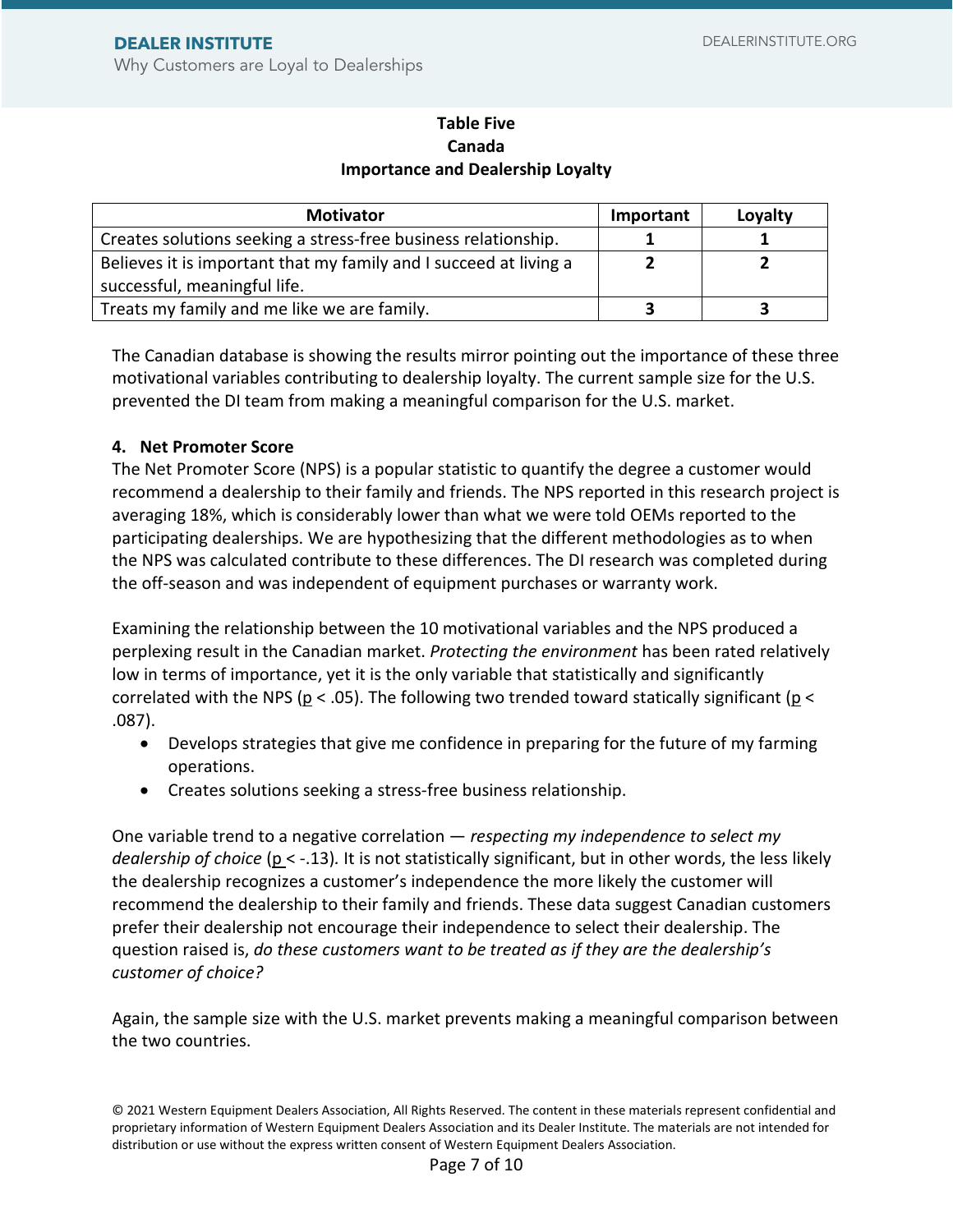**Table Five**
**Canada**
**Importance and Dealership Loyalty**

| Motivator | Important | Loyalty |
|---|---|---|
| Creates solutions seeking a stress-free business relationship. | 1 | 1 |
| Believes it is important that my family and I succeed at living a successful, meaningful life. | 2 | 2 |
| Treats my family and me like we are family. | 3 | 3 |

The Canadian database is showing the results mirror pointing out the importance of these three motivational variables contributing to dealership loyalty. The current sample size for the U.S. prevented the DI team from making a meaningful comparison for the U.S. market.

### 4. Net Promoter Score

The Net Promoter Score (NPS) is a popular statistic to quantify the degree a customer would recommend a dealership to their family and friends. The NPS reported in this research project is averaging 18%, which is considerably lower than what we were told OEMs reported to the participating dealerships. We are hypothesizing that the different methodologies as to when the NPS was calculated contribute to these differences. The DI research was completed during the off-season and was independent of equipment purchases or warranty work.

Examining the relationship between the 10 motivational variables and the NPS produced a perplexing result in the Canadian market. *Protecting the environment* has been rated relatively low in terms of importance, yet it is the only variable that statistically and significantly correlated with the NPS ($p < .05$). The following two trended toward statically significant ($p < .087$).

- Develops strategies that give me confidence in preparing for the future of my farming operations.
- Creates solutions seeking a stress-free business relationship.

One variable trend to a negative correlation — *respecting my independence to select my dealership of choice* ($p < -.13$). It is not statistically significant, but in other words, the less likely the dealership recognizes a customer's independence the more likely the customer will recommend the dealership to their family and friends. These data suggest Canadian customers prefer their dealership not encourage their independence to select their dealership. The question raised is, *do these customers want to be treated as if they are the dealership's customer of choice?*

Again, the sample size with the U.S. market prevents making a meaningful comparison between the two countries.

© 2021 Western Equipment Dealers Association, All Rights Reserved. The content in these materials represent confidential and proprietary information of Western Equipment Dealers Association and its Dealer Institute. The materials are not intended for distribution or use without the express written consent of Western Equipment Dealers Association.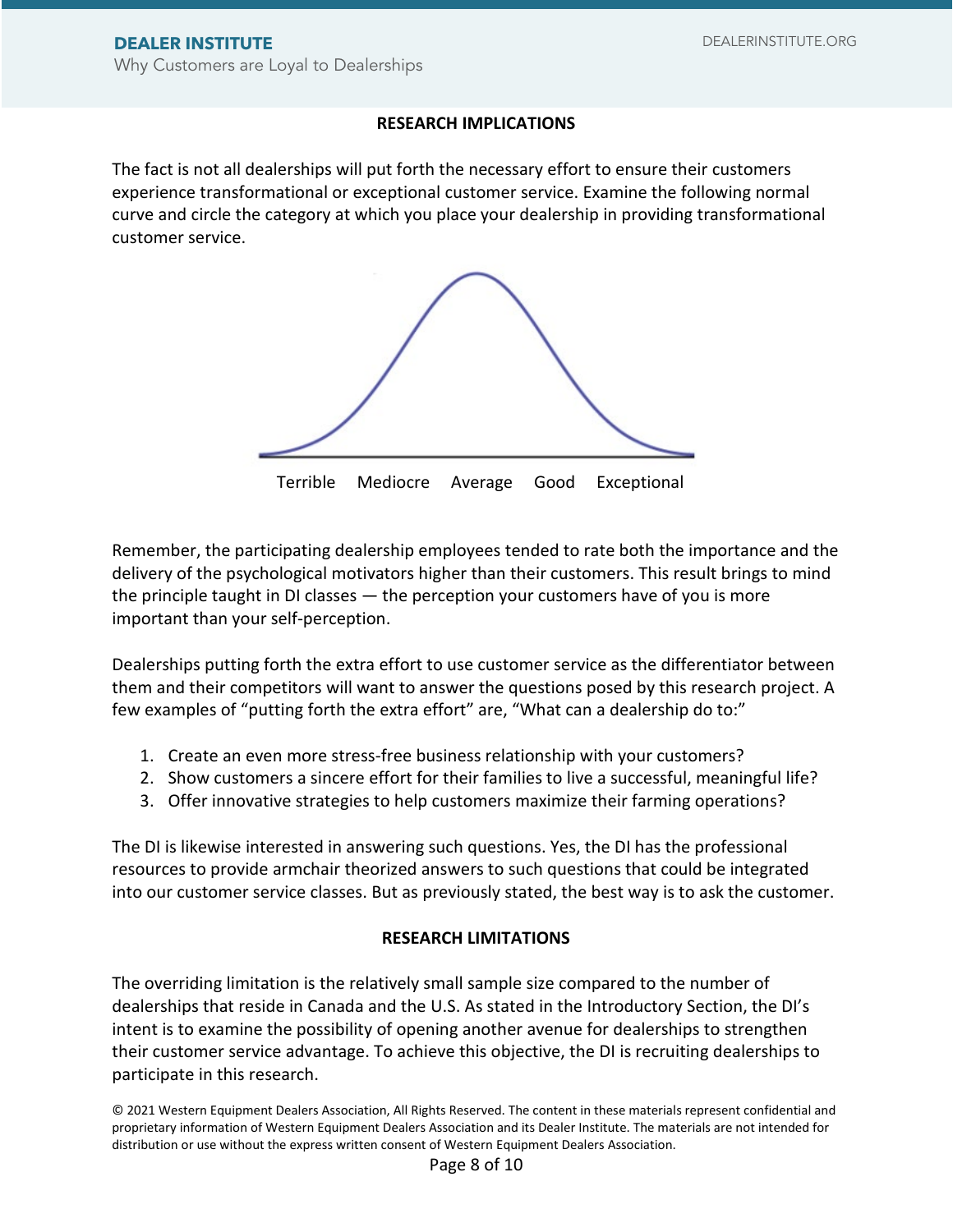## RESEARCH IMPLICATIONS

The fact is not all dealerships will put forth the necessary effort to ensure their customers experience transformational or exceptional customer service. Examine the following normal curve and circle the category at which you place your dealership in providing transformational customer service.

Terrible Mediocre Average Good Exceptional

Remember, the participating dealership employees tended to rate both the importance and the delivery of the psychological motivators higher than their customers. This result brings to mind the principle taught in DI classes — the perception your customers have of you is more important than your self-perception.

Dealerships putting forth the extra effort to use customer service as the differentiator between them and their competitors will want to answer the questions posed by this research project. A few examples of "putting forth the extra effort" are, "What can a dealership do to:"

1. Create an even more stress-free business relationship with your customers?
2. Show customers a sincere effort for their families to live a successful, meaningful life?
3. Offer innovative strategies to help customers maximize their farming operations?

The DI is likewise interested in answering such questions. Yes, the DI has the professional resources to provide armchair theorized answers to such questions that could be integrated into our customer service classes. But as previously stated, the best way is to ask the customer.

## RESEARCH LIMITATIONS

The overriding limitation is the relatively small sample size compared to the number of dealerships that reside in Canada and the U.S. As stated in the Introductory Section, the DI's intent is to examine the possibility of opening another avenue for dealerships to strengthen their customer service advantage. To achieve this objective, the DI is recruiting dealerships to participate in this research.

© 2021 Western Equipment Dealers Association, All Rights Reserved. The content in these materials represent confidential and proprietary information of Western Equipment Dealers Association and its Dealer Institute. The materials are not intended for distribution or use without the express written consent of Western Equipment Dealers Association.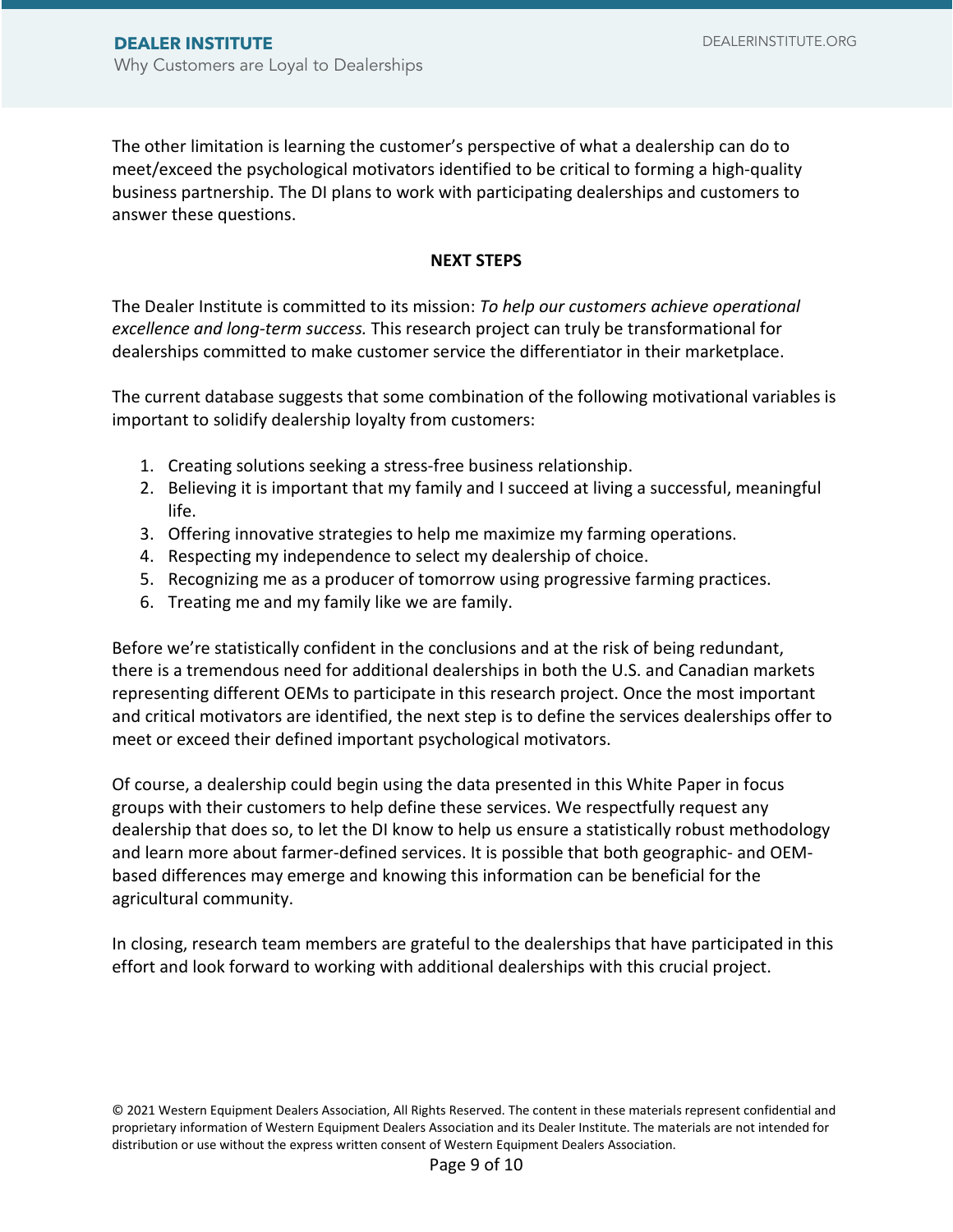The other limitation is learning the customer's perspective of what a dealership can do to meet/exceed the psychological motivators identified to be critical to forming a high-quality business partnership. The DI plans to work with participating dealerships and customers to answer these questions.

## NEXT STEPS

The Dealer Institute is committed to its mission: *To help our customers achieve operational excellence and long-term success.* This research project can truly be transformational for dealerships committed to make customer service the differentiator in their marketplace.

The current database suggests that some combination of the following motivational variables is important to solidify dealership loyalty from customers:

1. Creating solutions seeking a stress-free business relationship.
2. Believing it is important that my family and I succeed at living a successful, meaningful life.
3. Offering innovative strategies to help me maximize my farming operations.
4. Respecting my independence to select my dealership of choice.
5. Recognizing me as a producer of tomorrow using progressive farming practices.
6. Treating me and my family like we are family.

Before we're statistically confident in the conclusions and at the risk of being redundant, there is a tremendous need for additional dealerships in both the U.S. and Canadian markets representing different OEMs to participate in this research project. Once the most important and critical motivators are identified, the next step is to define the services dealerships offer to meet or exceed their defined important psychological motivators.

Of course, a dealership could begin using the data presented in this White Paper in focus groups with their customers to help define these services. We respectfully request any dealership that does so, to let the DI know to help us ensure a statistically robust methodology and learn more about farmer-defined services. It is possible that both geographic- and OEM-based differences may emerge and knowing this information can be beneficial for the agricultural community.

In closing, research team members are grateful to the dealerships that have participated in this effort and look forward to working with additional dealerships with this crucial project.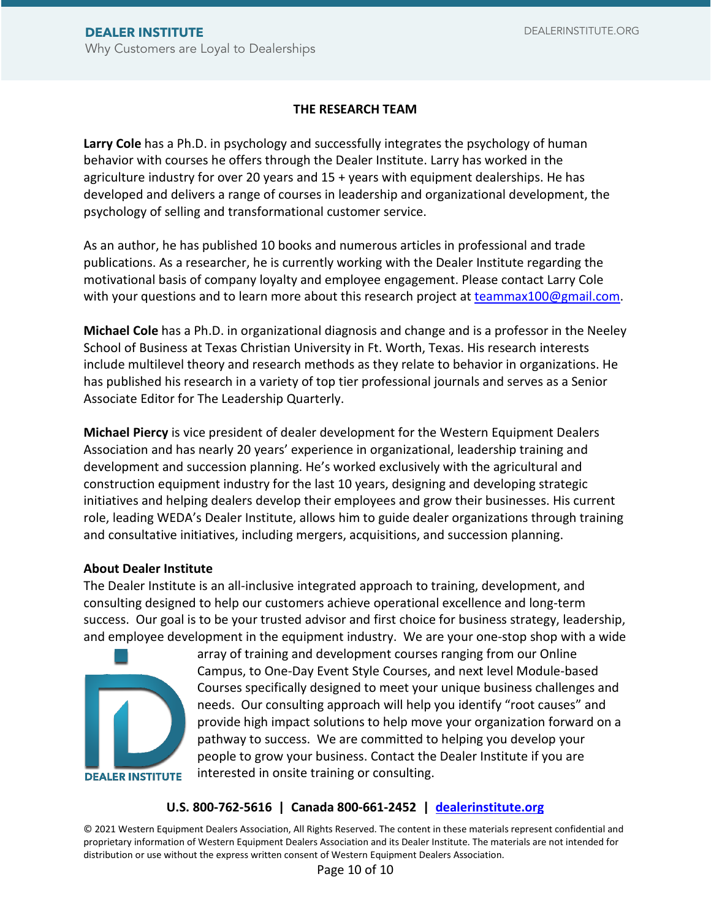## THE RESEARCH TEAM

**Larry Cole** has a Ph.D. in psychology and successfully integrates the psychology of human behavior with courses he offers through the Dealer Institute. Larry has worked in the agriculture industry for over 20 years and 15 + years with equipment dealerships. He has developed and delivers a range of courses in leadership and organizational development, the psychology of selling and transformational customer service.

As an author, he has published 10 books and numerous articles in professional and trade publications. As a researcher, he is currently working with the Dealer Institute regarding the motivational basis of company loyalty and employee engagement. Please contact Larry Cole with your questions and to learn more about this research project at teammax100@gmail.com.

**Michael Cole** has a Ph.D. in organizational diagnosis and change and is a professor in the Neeley School of Business at Texas Christian University in Ft. Worth, Texas. His research interests include multilevel theory and research methods as they relate to behavior in organizations. He has published his research in a variety of top tier professional journals and serves as a Senior Associate Editor for The Leadership Quarterly.

**Michael Piercy** is vice president of dealer development for the Western Equipment Dealers Association and has nearly 20 years' experience in organizational, leadership training and development and succession planning. He's worked exclusively with the agricultural and construction equipment industry for the last 10 years, designing and developing strategic initiatives and helping dealers develop their employees and grow their businesses. His current role, leading WEDA's Dealer Institute, allows him to guide dealer organizations through training and consultative initiatives, including mergers, acquisitions, and succession planning.

**About Dealer Institute**

The Dealer Institute is an all-inclusive integrated approach to training, development, and consulting designed to help our customers achieve operational excellence and long-term success. Our goal is to be your trusted advisor and first choice for business strategy, leadership, and employee development in the equipment industry. We are your one-stop shop with a wide array of training and development courses ranging from our Online Campus, to One-Day Event Style Courses, and next level Module-based Courses specifically designed to meet your unique business challenges and needs. Our consulting approach will help you identify "root causes" and provide high impact solutions to help move your organization forward on a pathway to success. We are committed to helping you develop your people to grow your business. Contact the Dealer Institute if you are interested in onsite training or consulting.

DEALER INSTITUTE

**U.S. 800-762-5616 | Canada 800-661-2452 | dealerinstitute.org**

© 2021 Western Equipment Dealers Association, All Rights Reserved. The content in these materials represent confidential and proprietary information of Western Equipment Dealers Association and its Dealer Institute. The materials are not intended for distribution or use without the express written consent of Western Equipment Dealers Association.